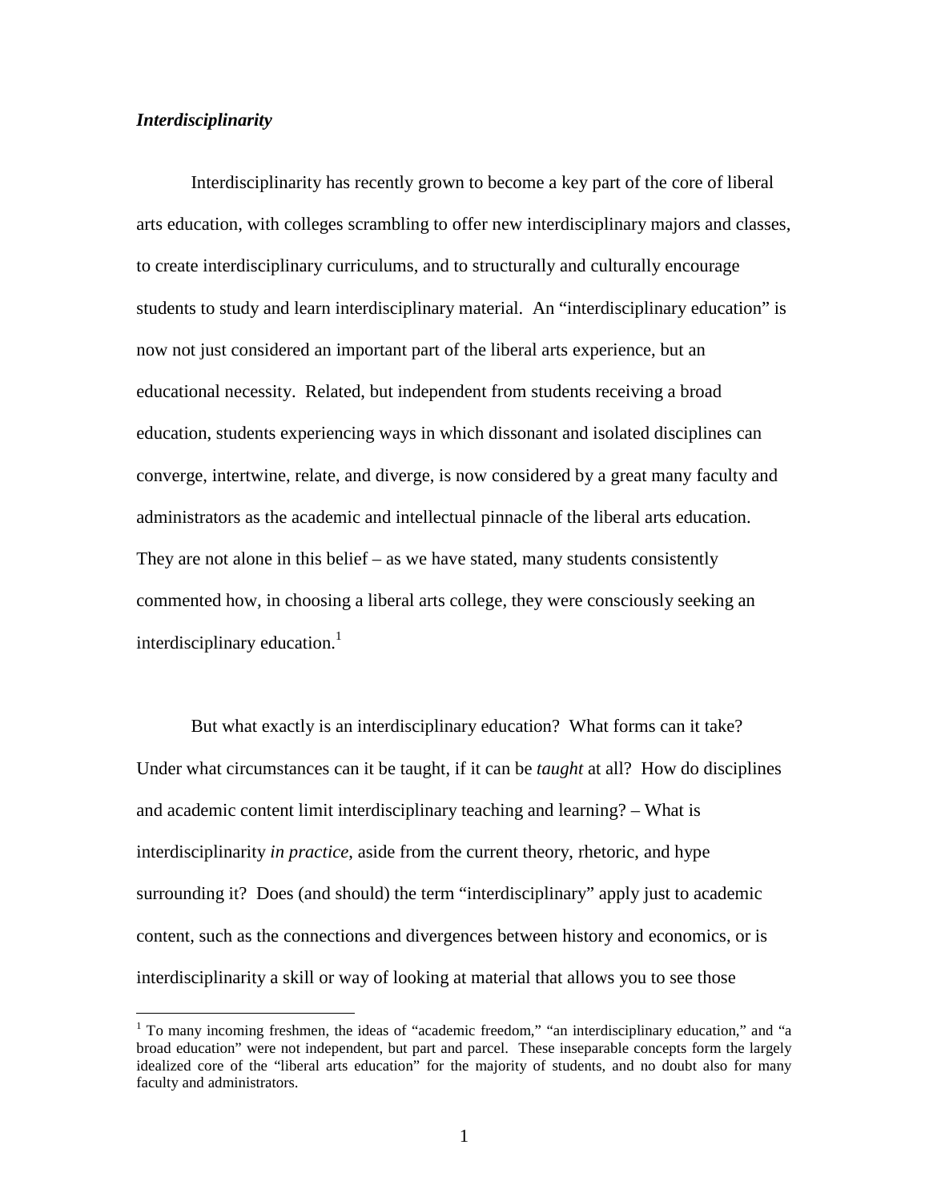***Interdisciplinarity***

Interdisciplinarity has recently grown to become a key part of the core of liberal arts education, with colleges scrambling to offer new interdisciplinary majors and classes, to create interdisciplinary curriculums, and to structurally and culturally encourage students to study and learn interdisciplinary material. An "interdisciplinary education" is now not just considered an important part of the liberal arts experience, but an educational necessity. Related, but independent from students receiving a broad education, students experiencing ways in which dissonant and isolated disciplines can converge, intertwine, relate, and diverge, is now considered by a great many faculty and administrators as the academic and intellectual pinnacle of the liberal arts education. They are not alone in this belief – as we have stated, many students consistently commented how, in choosing a liberal arts college, they were consciously seeking an interdisciplinary education.[1]

But what exactly is an interdisciplinary education? What forms can it take? Under what circumstances can it be taught, if it can be *taught* at all? How do disciplines and academic content limit interdisciplinary teaching and learning? – What is interdisciplinarity *in practice*, aside from the current theory, rhetoric, and hype surrounding it? Does (and should) the term "interdisciplinary" apply just to academic content, such as the connections and divergences between history and economics, or is interdisciplinarity a skill or way of looking at material that allows you to see those

[1] To many incoming freshmen, the ideas of "academic freedom," "an interdisciplinary education," and "a broad education" were not independent, but part and parcel. These inseparable concepts form the largely idealized core of the "liberal arts education" for the majority of students, and no doubt also for many faculty and administrators.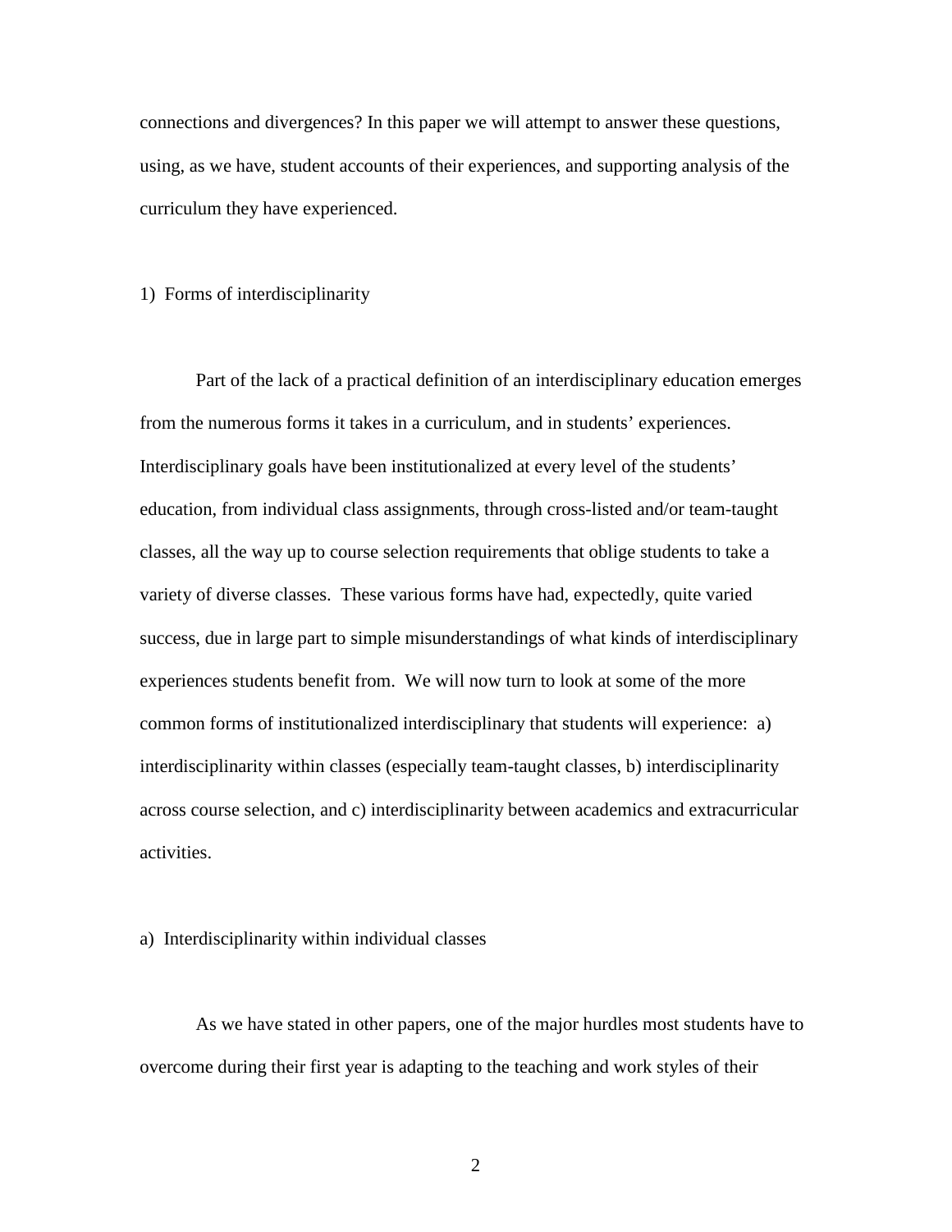connections and divergences? In this paper we will attempt to answer these questions, using, as we have, student accounts of their experiences, and supporting analysis of the curriculum they have experienced.

## 1) Forms of interdisciplinarity

Part of the lack of a practical definition of an interdisciplinary education emerges from the numerous forms it takes in a curriculum, and in students' experiences. Interdisciplinary goals have been institutionalized at every level of the students' education, from individual class assignments, through cross-listed and/or team-taught classes, all the way up to course selection requirements that oblige students to take a variety of diverse classes. These various forms have had, expectedly, quite varied success, due in large part to simple misunderstandings of what kinds of interdisciplinary experiences students benefit from. We will now turn to look at some of the more common forms of institutionalized interdisciplinary that students will experience: a) interdisciplinarity within classes (especially team-taught classes, b) interdisciplinarity across course selection, and c) interdisciplinarity between academics and extracurricular activities.

### a) Interdisciplinarity within individual classes

As we have stated in other papers, one of the major hurdles most students have to overcome during their first year is adapting to the teaching and work styles of their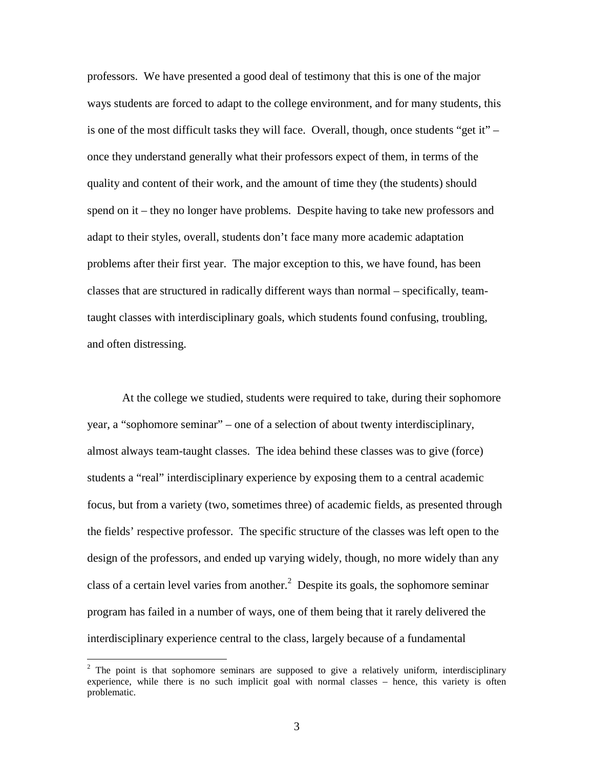professors. We have presented a good deal of testimony that this is one of the major ways students are forced to adapt to the college environment, and for many students, this is one of the most difficult tasks they will face. Overall, though, once students "get it" – once they understand generally what their professors expect of them, in terms of the quality and content of their work, and the amount of time they (the students) should spend on it – they no longer have problems. Despite having to take new professors and adapt to their styles, overall, students don't face many more academic adaptation problems after their first year. The major exception to this, we have found, has been classes that are structured in radically different ways than normal – specifically, team-taught classes with interdisciplinary goals, which students found confusing, troubling, and often distressing.

At the college we studied, students were required to take, during their sophomore year, a "sophomore seminar" – one of a selection of about twenty interdisciplinary, almost always team-taught classes. The idea behind these classes was to give (force) students a "real" interdisciplinary experience by exposing them to a central academic focus, but from a variety (two, sometimes three) of academic fields, as presented through the fields' respective professor. The specific structure of the classes was left open to the design of the professors, and ended up varying widely, though, no more widely than any class of a certain level varies from another.[2] Despite its goals, the sophomore seminar program has failed in a number of ways, one of them being that it rarely delivered the interdisciplinary experience central to the class, largely because of a fundamental

[2] The point is that sophomore seminars are supposed to give a relatively uniform, interdisciplinary experience, while there is no such implicit goal with normal classes – hence, this variety is often problematic.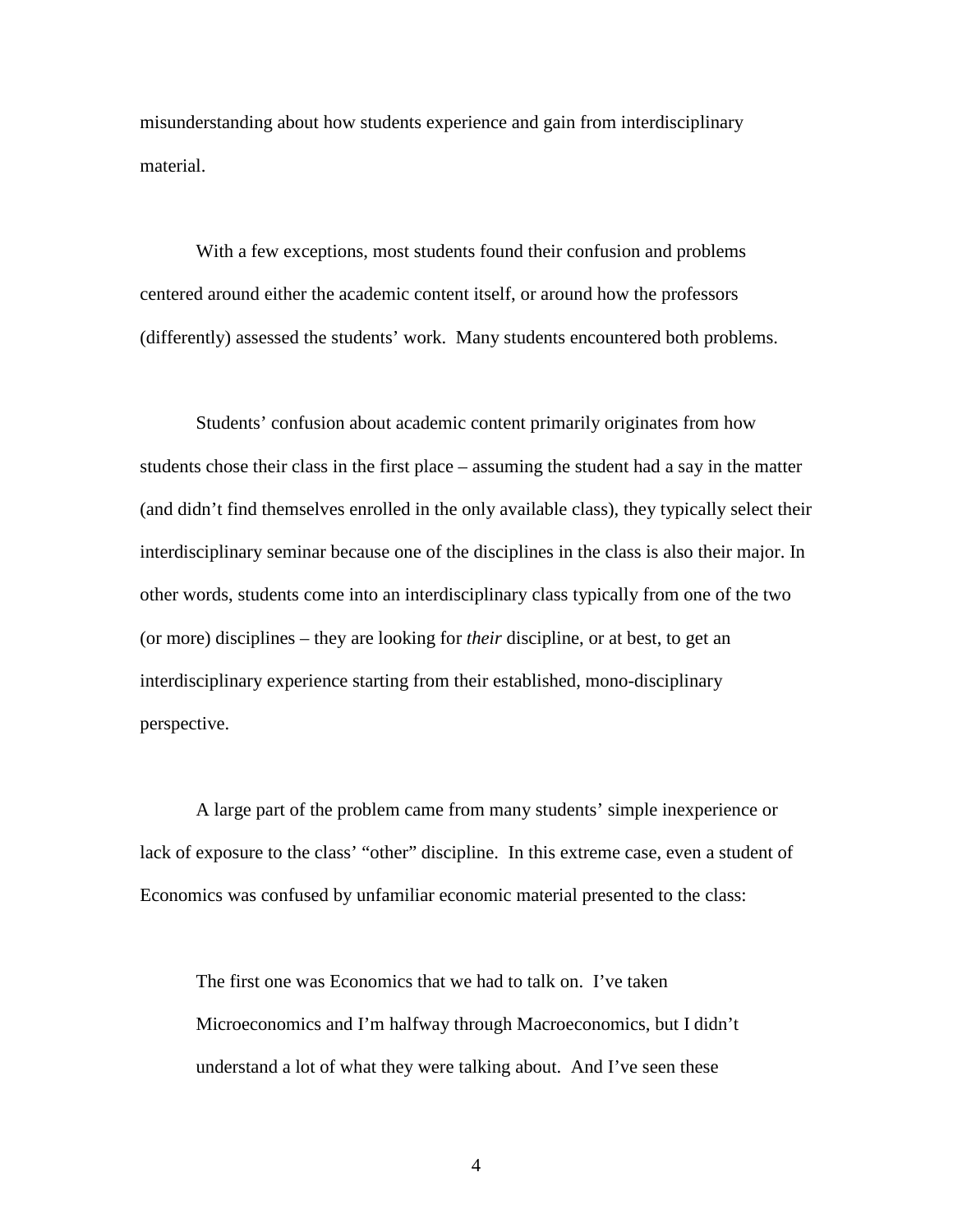misunderstanding about how students experience and gain from interdisciplinary material.

With a few exceptions, most students found their confusion and problems centered around either the academic content itself, or around how the professors (differently) assessed the students' work. Many students encountered both problems.

Students' confusion about academic content primarily originates from how students chose their class in the first place – assuming the student had a say in the matter (and didn't find themselves enrolled in the only available class), they typically select their interdisciplinary seminar because one of the disciplines in the class is also their major. In other words, students come into an interdisciplinary class typically from one of the two (or more) disciplines – they are looking for *their* discipline, or at best, to get an interdisciplinary experience starting from their established, mono-disciplinary perspective.

A large part of the problem came from many students' simple inexperience or lack of exposure to the class' "other" discipline. In this extreme case, even a student of Economics was confused by unfamiliar economic material presented to the class:

> The first one was Economics that we had to talk on. I've taken Microeconomics and I'm halfway through Macroeconomics, but I didn't understand a lot of what they were talking about. And I've seen these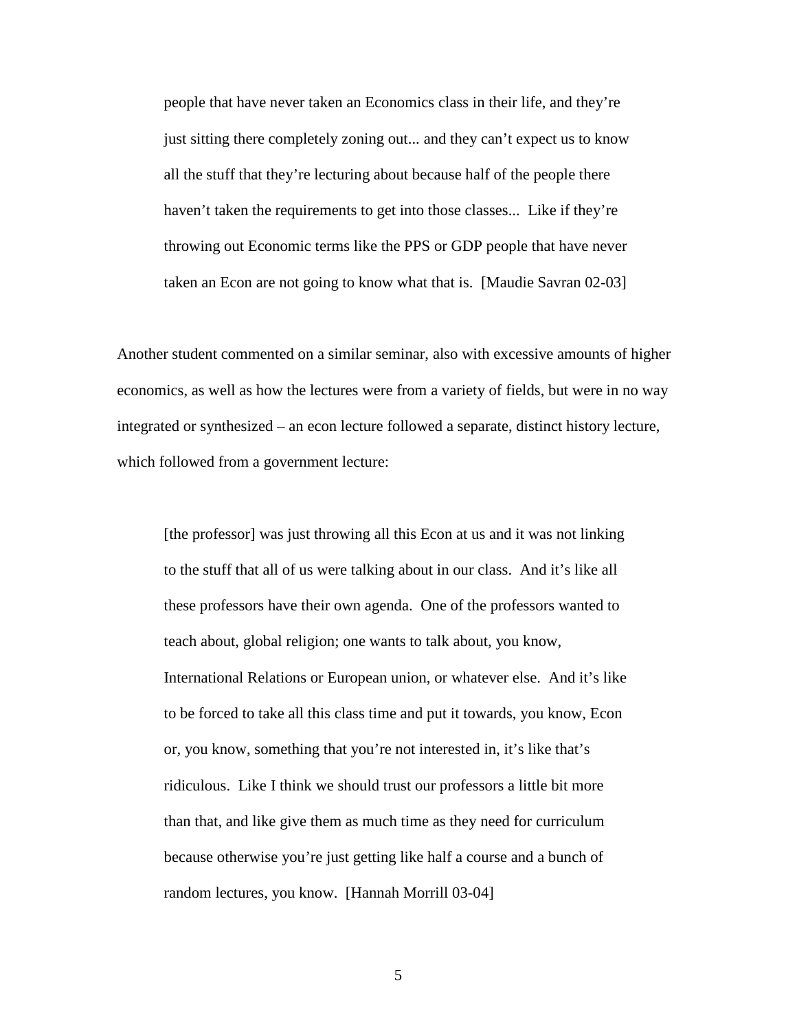> people that have never taken an Economics class in their life, and they're just sitting there completely zoning out... and they can't expect us to know all the stuff that they're lecturing about because half of the people there haven't taken the requirements to get into those classes... Like if they're throwing out Economic terms like the PPS or GDP people that have never taken an Econ are not going to know what that is. [Maudie Savran 02-03]

Another student commented on a similar seminar, also with excessive amounts of higher economics, as well as how the lectures were from a variety of fields, but were in no way integrated or synthesized – an econ lecture followed a separate, distinct history lecture, which followed from a government lecture:

> [the professor] was just throwing all this Econ at us and it was not linking to the stuff that all of us were talking about in our class. And it's like all these professors have their own agenda. One of the professors wanted to teach about, global religion; one wants to talk about, you know, International Relations or European union, or whatever else. And it's like to be forced to take all this class time and put it towards, you know, Econ or, you know, something that you're not interested in, it's like that's ridiculous. Like I think we should trust our professors a little bit more than that, and like give them as much time as they need for curriculum because otherwise you're just getting like half a course and a bunch of random lectures, you know. [Hannah Morrill 03-04]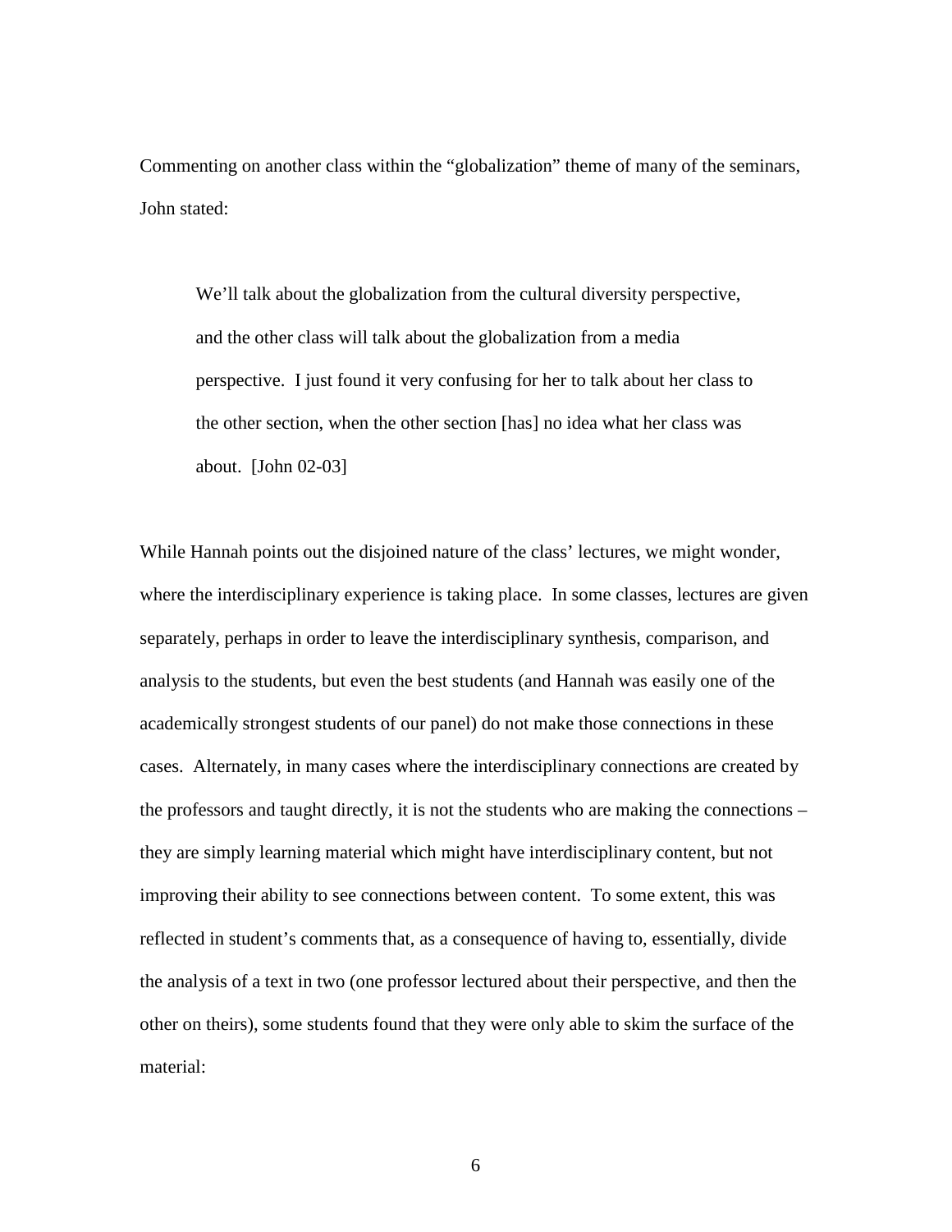Commenting on another class within the "globalization" theme of many of the seminars, John stated:

> We'll talk about the globalization from the cultural diversity perspective, and the other class will talk about the globalization from a media perspective. I just found it very confusing for her to talk about her class to the other section, when the other section [has] no idea what her class was about. [John 02-03]

While Hannah points out the disjoined nature of the class' lectures, we might wonder, where the interdisciplinary experience is taking place. In some classes, lectures are given separately, perhaps in order to leave the interdisciplinary synthesis, comparison, and analysis to the students, but even the best students (and Hannah was easily one of the academically strongest students of our panel) do not make those connections in these cases. Alternately, in many cases where the interdisciplinary connections are created by the professors and taught directly, it is not the students who are making the connections – they are simply learning material which might have interdisciplinary content, but not improving their ability to see connections between content. To some extent, this was reflected in student's comments that, as a consequence of having to, essentially, divide the analysis of a text in two (one professor lectured about their perspective, and then the other on theirs), some students found that they were only able to skim the surface of the material: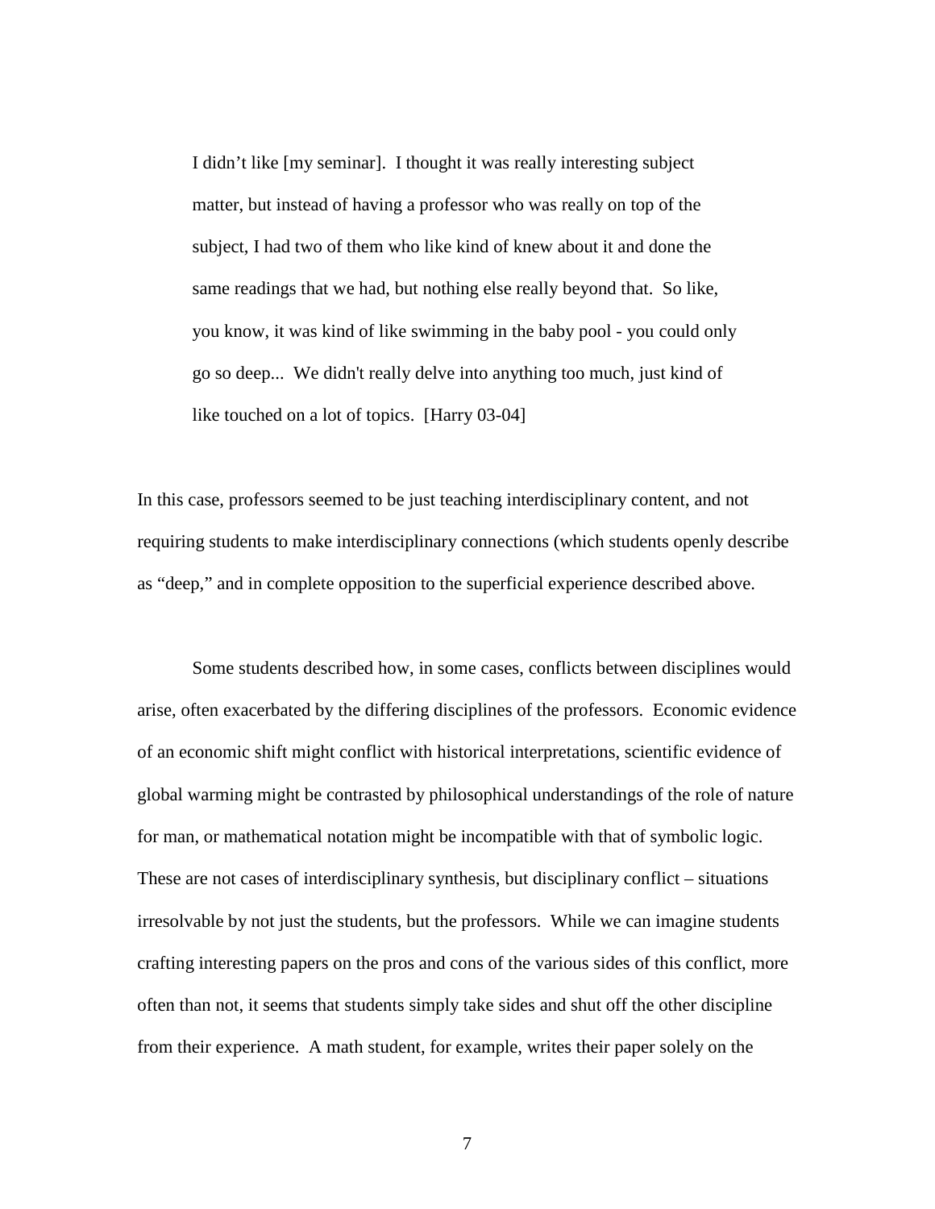> I didn't like [my seminar]. I thought it was really interesting subject matter, but instead of having a professor who was really on top of the subject, I had two of them who like kind of knew about it and done the same readings that we had, but nothing else really beyond that. So like, you know, it was kind of like swimming in the baby pool - you could only go so deep... We didn't really delve into anything too much, just kind of like touched on a lot of topics. [Harry 03-04]

In this case, professors seemed to be just teaching interdisciplinary content, and not requiring students to make interdisciplinary connections (which students openly describe as "deep," and in complete opposition to the superficial experience described above.

Some students described how, in some cases, conflicts between disciplines would arise, often exacerbated by the differing disciplines of the professors. Economic evidence of an economic shift might conflict with historical interpretations, scientific evidence of global warming might be contrasted by philosophical understandings of the role of nature for man, or mathematical notation might be incompatible with that of symbolic logic. These are not cases of interdisciplinary synthesis, but disciplinary conflict – situations irresolvable by not just the students, but the professors. While we can imagine students crafting interesting papers on the pros and cons of the various sides of this conflict, more often than not, it seems that students simply take sides and shut off the other discipline from their experience. A math student, for example, writes their paper solely on the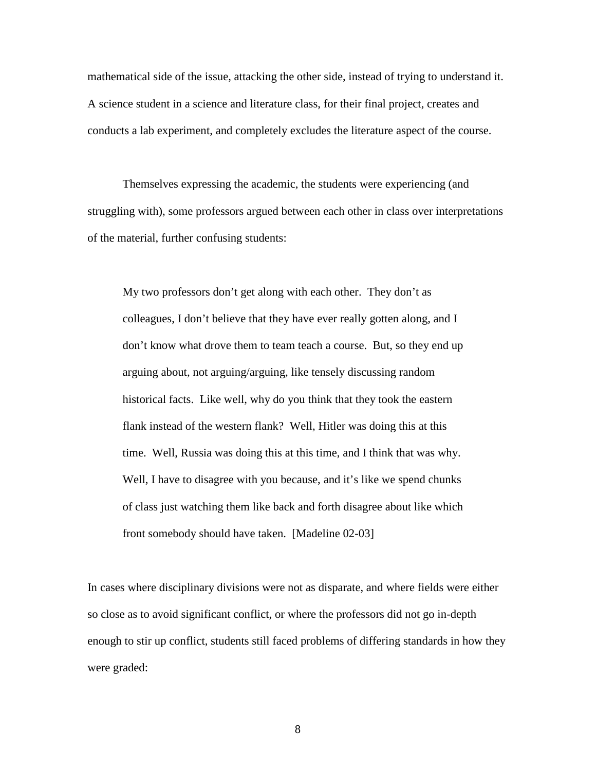mathematical side of the issue, attacking the other side, instead of trying to understand it. A science student in a science and literature class, for their final project, creates and conducts a lab experiment, and completely excludes the literature aspect of the course.

Themselves expressing the academic, the students were experiencing (and struggling with), some professors argued between each other in class over interpretations of the material, further confusing students:

> My two professors don't get along with each other. They don't as colleagues, I don't believe that they have ever really gotten along, and I don't know what drove them to team teach a course. But, so they end up arguing about, not arguing/arguing, like tensely discussing random historical facts. Like well, why do you think that they took the eastern flank instead of the western flank? Well, Hitler was doing this at this time. Well, Russia was doing this at this time, and I think that was why. Well, I have to disagree with you because, and it's like we spend chunks of class just watching them like back and forth disagree about like which front somebody should have taken. [Madeline 02-03]

In cases where disciplinary divisions were not as disparate, and where fields were either so close as to avoid significant conflict, or where the professors did not go in-depth enough to stir up conflict, students still faced problems of differing standards in how they were graded: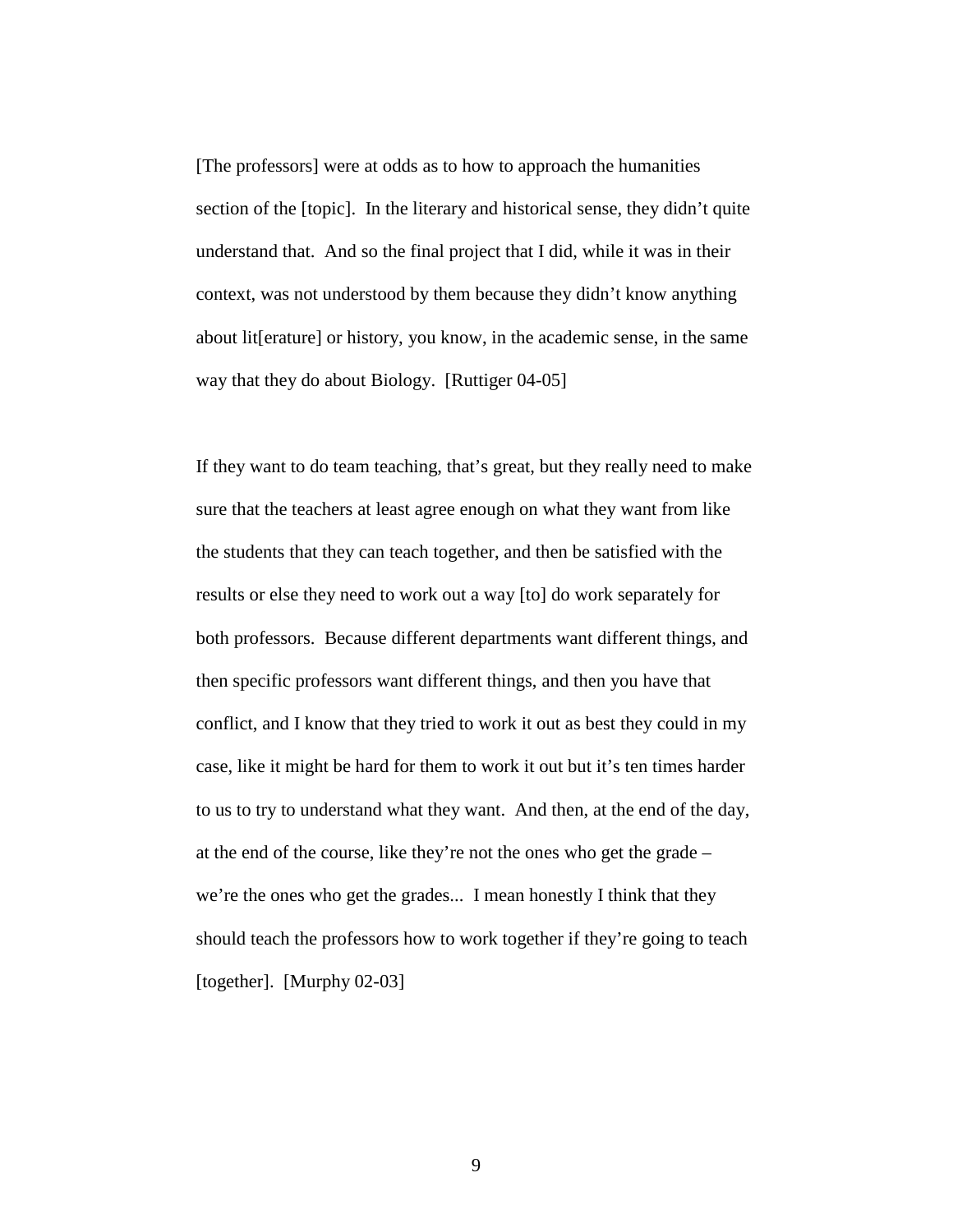[The professors] were at odds as to how to approach the humanities section of the [topic]. In the literary and historical sense, they didn't quite understand that. And so the final project that I did, while it was in their context, was not understood by them because they didn't know anything about lit[erature] or history, you know, in the academic sense, in the same way that they do about Biology. [Ruttiger 04-05]

If they want to do team teaching, that's great, but they really need to make sure that the teachers at least agree enough on what they want from like the students that they can teach together, and then be satisfied with the results or else they need to work out a way [to] do work separately for both professors. Because different departments want different things, and then specific professors want different things, and then you have that conflict, and I know that they tried to work it out as best they could in my case, like it might be hard for them to work it out but it's ten times harder to us to try to understand what they want. And then, at the end of the day, at the end of the course, like they're not the ones who get the grade – we're the ones who get the grades... I mean honestly I think that they should teach the professors how to work together if they're going to teach [together]. [Murphy 02-03]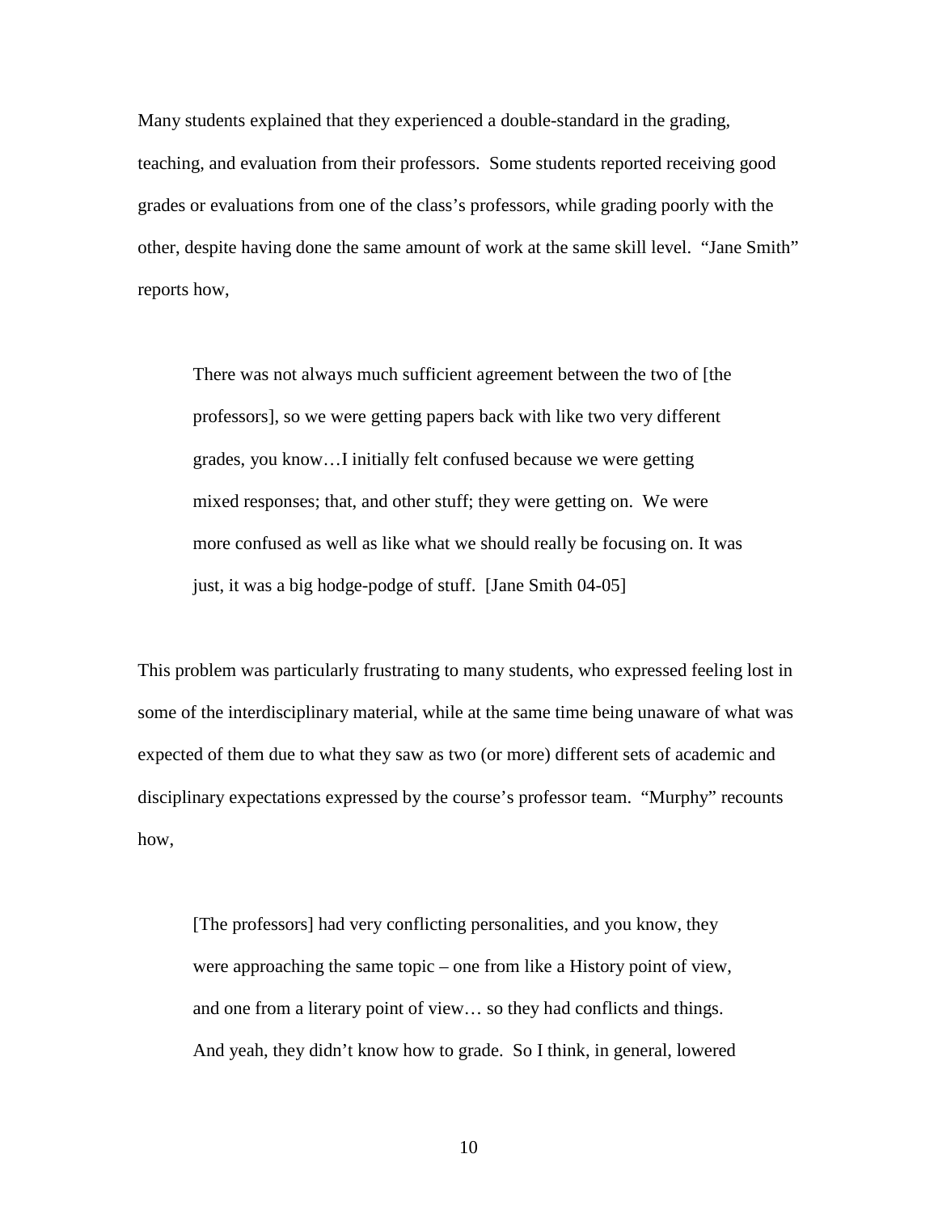Many students explained that they experienced a double-standard in the grading, teaching, and evaluation from their professors. Some students reported receiving good grades or evaluations from one of the class's professors, while grading poorly with the other, despite having done the same amount of work at the same skill level. "Jane Smith" reports how,

> There was not always much sufficient agreement between the two of [the professors], so we were getting papers back with like two very different grades, you know…I initially felt confused because we were getting mixed responses; that, and other stuff; they were getting on. We were more confused as well as like what we should really be focusing on. It was just, it was a big hodge-podge of stuff. [Jane Smith 04-05]

This problem was particularly frustrating to many students, who expressed feeling lost in some of the interdisciplinary material, while at the same time being unaware of what was expected of them due to what they saw as two (or more) different sets of academic and disciplinary expectations expressed by the course's professor team. "Murphy" recounts how,

> [The professors] had very conflicting personalities, and you know, they were approaching the same topic – one from like a History point of view, and one from a literary point of view… so they had conflicts and things. And yeah, they didn't know how to grade. So I think, in general, lowered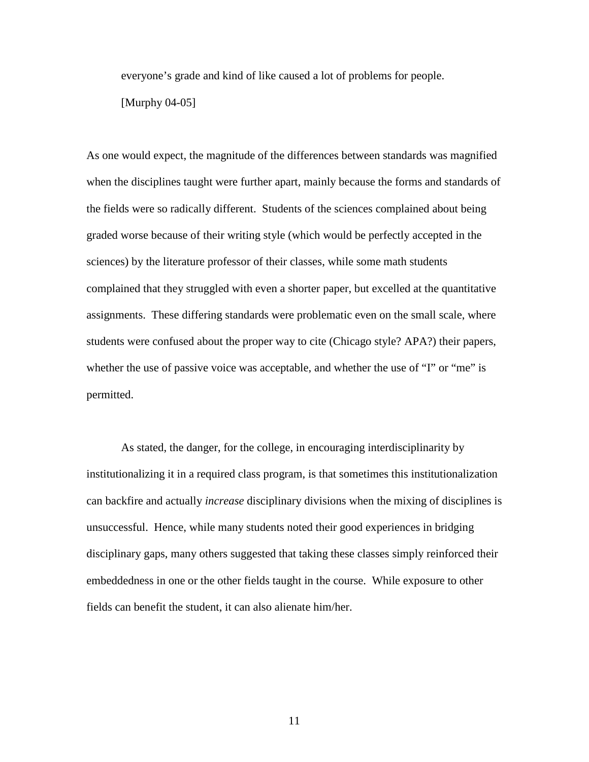> everyone's grade and kind of like caused a lot of problems for people.
>
> [Murphy 04-05]

As one would expect, the magnitude of the differences between standards was magnified when the disciplines taught were further apart, mainly because the forms and standards of the fields were so radically different. Students of the sciences complained about being graded worse because of their writing style (which would be perfectly accepted in the sciences) by the literature professor of their classes, while some math students complained that they struggled with even a shorter paper, but excelled at the quantitative assignments. These differing standards were problematic even on the small scale, where students were confused about the proper way to cite (Chicago style? APA?) their papers, whether the use of passive voice was acceptable, and whether the use of "I" or "me" is permitted.

As stated, the danger, for the college, in encouraging interdisciplinarity by institutionalizing it in a required class program, is that sometimes this institutionalization can backfire and actually *increase* disciplinary divisions when the mixing of disciplines is unsuccessful. Hence, while many students noted their good experiences in bridging disciplinary gaps, many others suggested that taking these classes simply reinforced their embeddedness in one or the other fields taught in the course. While exposure to other fields can benefit the student, it can also alienate him/her.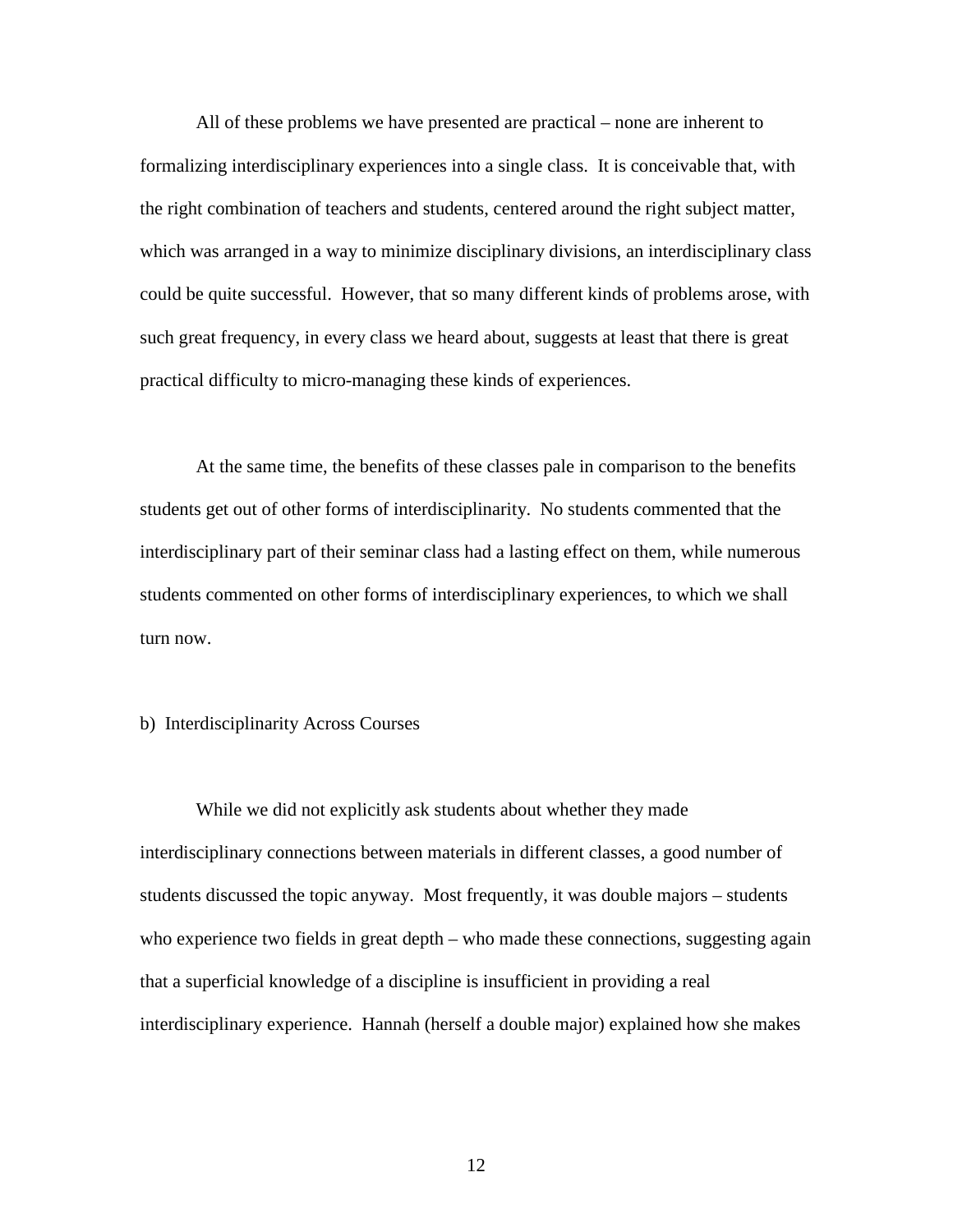All of these problems we have presented are practical – none are inherent to formalizing interdisciplinary experiences into a single class. It is conceivable that, with the right combination of teachers and students, centered around the right subject matter, which was arranged in a way to minimize disciplinary divisions, an interdisciplinary class could be quite successful. However, that so many different kinds of problems arose, with such great frequency, in every class we heard about, suggests at least that there is great practical difficulty to micro-managing these kinds of experiences.

At the same time, the benefits of these classes pale in comparison to the benefits students get out of other forms of interdisciplinarity. No students commented that the interdisciplinary part of their seminar class had a lasting effect on them, while numerous students commented on other forms of interdisciplinary experiences, to which we shall turn now.

b) Interdisciplinarity Across Courses

While we did not explicitly ask students about whether they made interdisciplinary connections between materials in different classes, a good number of students discussed the topic anyway. Most frequently, it was double majors – students who experience two fields in great depth – who made these connections, suggesting again that a superficial knowledge of a discipline is insufficient in providing a real interdisciplinary experience. Hannah (herself a double major) explained how she makes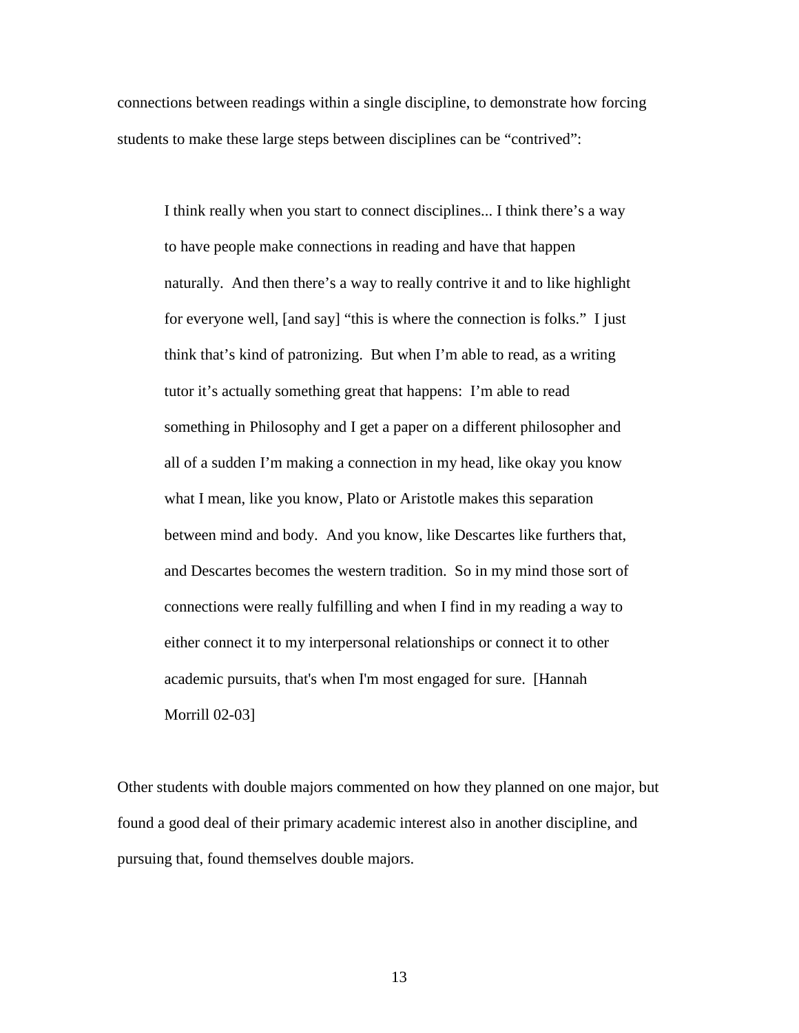connections between readings within a single discipline, to demonstrate how forcing students to make these large steps between disciplines can be "contrived":

> I think really when you start to connect disciplines... I think there's a way to have people make connections in reading and have that happen naturally. And then there's a way to really contrive it and to like highlight for everyone well, [and say] "this is where the connection is folks." I just think that's kind of patronizing. But when I'm able to read, as a writing tutor it's actually something great that happens: I'm able to read something in Philosophy and I get a paper on a different philosopher and all of a sudden I'm making a connection in my head, like okay you know what I mean, like you know, Plato or Aristotle makes this separation between mind and body. And you know, like Descartes like furthers that, and Descartes becomes the western tradition. So in my mind those sort of connections were really fulfilling and when I find in my reading a way to either connect it to my interpersonal relationships or connect it to other academic pursuits, that's when I'm most engaged for sure. [Hannah Morrill 02-03]

Other students with double majors commented on how they planned on one major, but found a good deal of their primary academic interest also in another discipline, and pursuing that, found themselves double majors.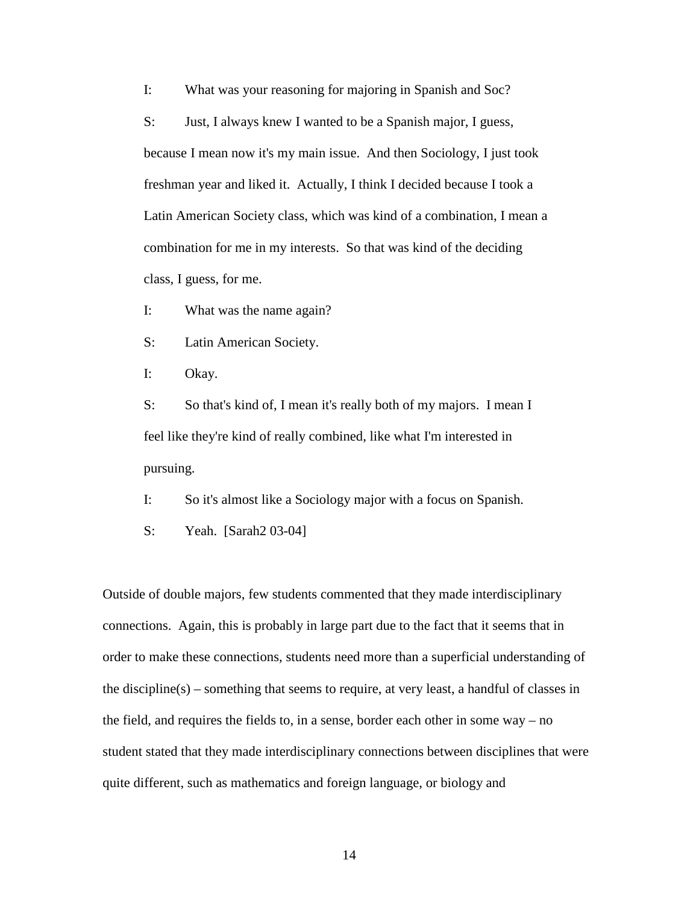> I: What was your reasoning for majoring in Spanish and Soc?
>
> S: Just, I always knew I wanted to be a Spanish major, I guess, because I mean now it's my main issue. And then Sociology, I just took freshman year and liked it. Actually, I think I decided because I took a Latin American Society class, which was kind of a combination, I mean a combination for me in my interests. So that was kind of the deciding class, I guess, for me.
>
> I: What was the name again?
>
> S: Latin American Society.
>
> I: Okay.
>
> S: So that's kind of, I mean it's really both of my majors. I mean I feel like they're kind of really combined, like what I'm interested in pursuing.
>
> I: So it's almost like a Sociology major with a focus on Spanish.
>
> S: Yeah. [Sarah2 03-04]

Outside of double majors, few students commented that they made interdisciplinary connections. Again, this is probably in large part due to the fact that it seems that in order to make these connections, students need more than a superficial understanding of the discipline(s) – something that seems to require, at very least, a handful of classes in the field, and requires the fields to, in a sense, border each other in some way – no student stated that they made interdisciplinary connections between disciplines that were quite different, such as mathematics and foreign language, or biology and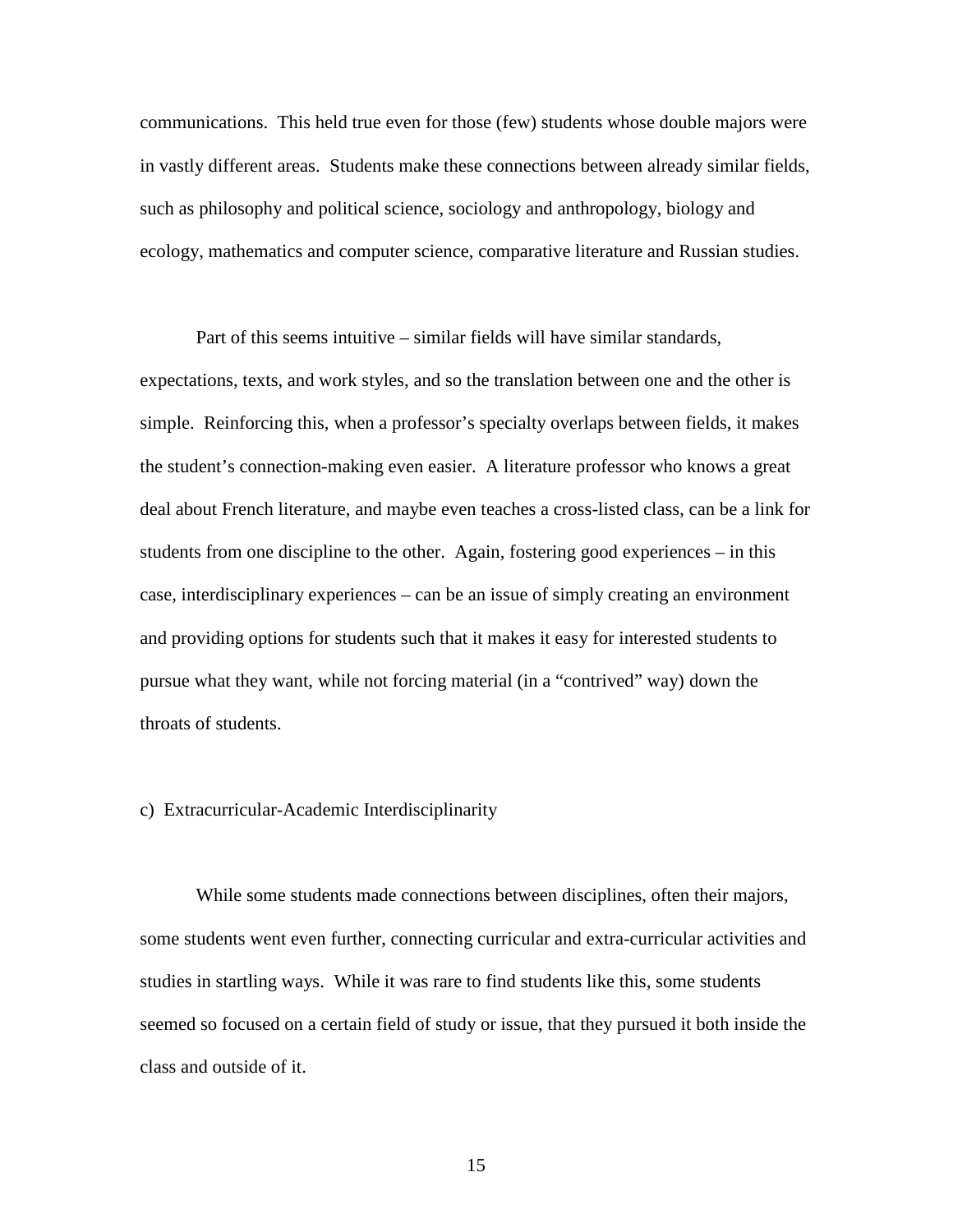communications. This held true even for those (few) students whose double majors were in vastly different areas. Students make these connections between already similar fields, such as philosophy and political science, sociology and anthropology, biology and ecology, mathematics and computer science, comparative literature and Russian studies.

Part of this seems intuitive – similar fields will have similar standards, expectations, texts, and work styles, and so the translation between one and the other is simple. Reinforcing this, when a professor's specialty overlaps between fields, it makes the student's connection-making even easier. A literature professor who knows a great deal about French literature, and maybe even teaches a cross-listed class, can be a link for students from one discipline to the other. Again, fostering good experiences – in this case, interdisciplinary experiences – can be an issue of simply creating an environment and providing options for students such that it makes it easy for interested students to pursue what they want, while not forcing material (in a "contrived" way) down the throats of students.

### c) Extracurricular-Academic Interdisciplinarity

While some students made connections between disciplines, often their majors, some students went even further, connecting curricular and extra-curricular activities and studies in startling ways. While it was rare to find students like this, some students seemed so focused on a certain field of study or issue, that they pursued it both inside the class and outside of it.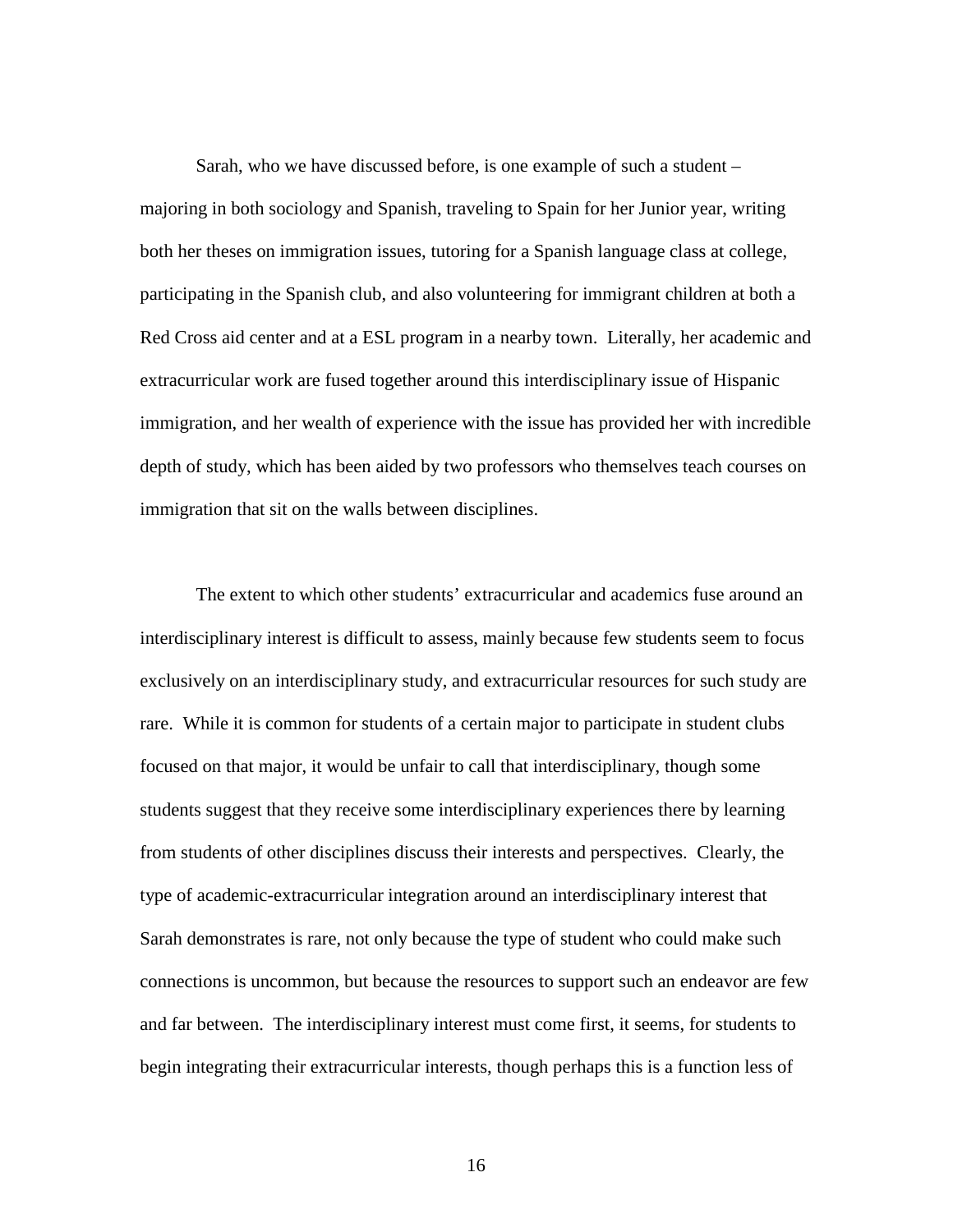Sarah, who we have discussed before, is one example of such a student – majoring in both sociology and Spanish, traveling to Spain for her Junior year, writing both her theses on immigration issues, tutoring for a Spanish language class at college, participating in the Spanish club, and also volunteering for immigrant children at both a Red Cross aid center and at a ESL program in a nearby town. Literally, her academic and extracurricular work are fused together around this interdisciplinary issue of Hispanic immigration, and her wealth of experience with the issue has provided her with incredible depth of study, which has been aided by two professors who themselves teach courses on immigration that sit on the walls between disciplines.

The extent to which other students' extracurricular and academics fuse around an interdisciplinary interest is difficult to assess, mainly because few students seem to focus exclusively on an interdisciplinary study, and extracurricular resources for such study are rare. While it is common for students of a certain major to participate in student clubs focused on that major, it would be unfair to call that interdisciplinary, though some students suggest that they receive some interdisciplinary experiences there by learning from students of other disciplines discuss their interests and perspectives. Clearly, the type of academic-extracurricular integration around an interdisciplinary interest that Sarah demonstrates is rare, not only because the type of student who could make such connections is uncommon, but because the resources to support such an endeavor are few and far between. The interdisciplinary interest must come first, it seems, for students to begin integrating their extracurricular interests, though perhaps this is a function less of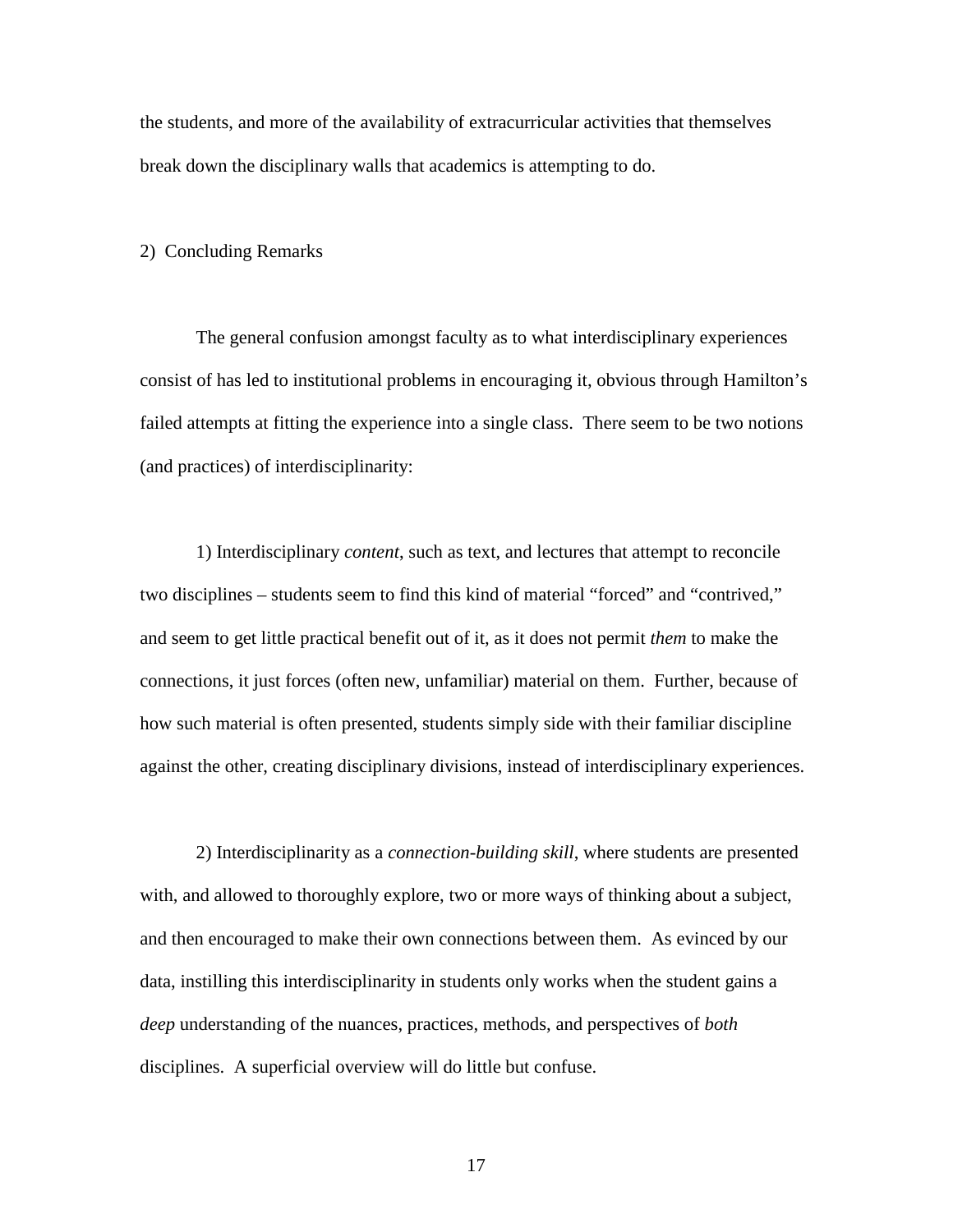the students, and more of the availability of extracurricular activities that themselves break down the disciplinary walls that academics is attempting to do.

## 2) Concluding Remarks

The general confusion amongst faculty as to what interdisciplinary experiences consist of has led to institutional problems in encouraging it, obvious through Hamilton's failed attempts at fitting the experience into a single class. There seem to be two notions (and practices) of interdisciplinarity:

1) Interdisciplinary *content*, such as text, and lectures that attempt to reconcile two disciplines – students seem to find this kind of material "forced" and "contrived," and seem to get little practical benefit out of it, as it does not permit *them* to make the connections, it just forces (often new, unfamiliar) material on them. Further, because of how such material is often presented, students simply side with their familiar discipline against the other, creating disciplinary divisions, instead of interdisciplinary experiences.

2) Interdisciplinarity as a *connection-building skill*, where students are presented with, and allowed to thoroughly explore, two or more ways of thinking about a subject, and then encouraged to make their own connections between them. As evinced by our data, instilling this interdisciplinarity in students only works when the student gains a *deep* understanding of the nuances, practices, methods, and perspectives of *both* disciplines. A superficial overview will do little but confuse.